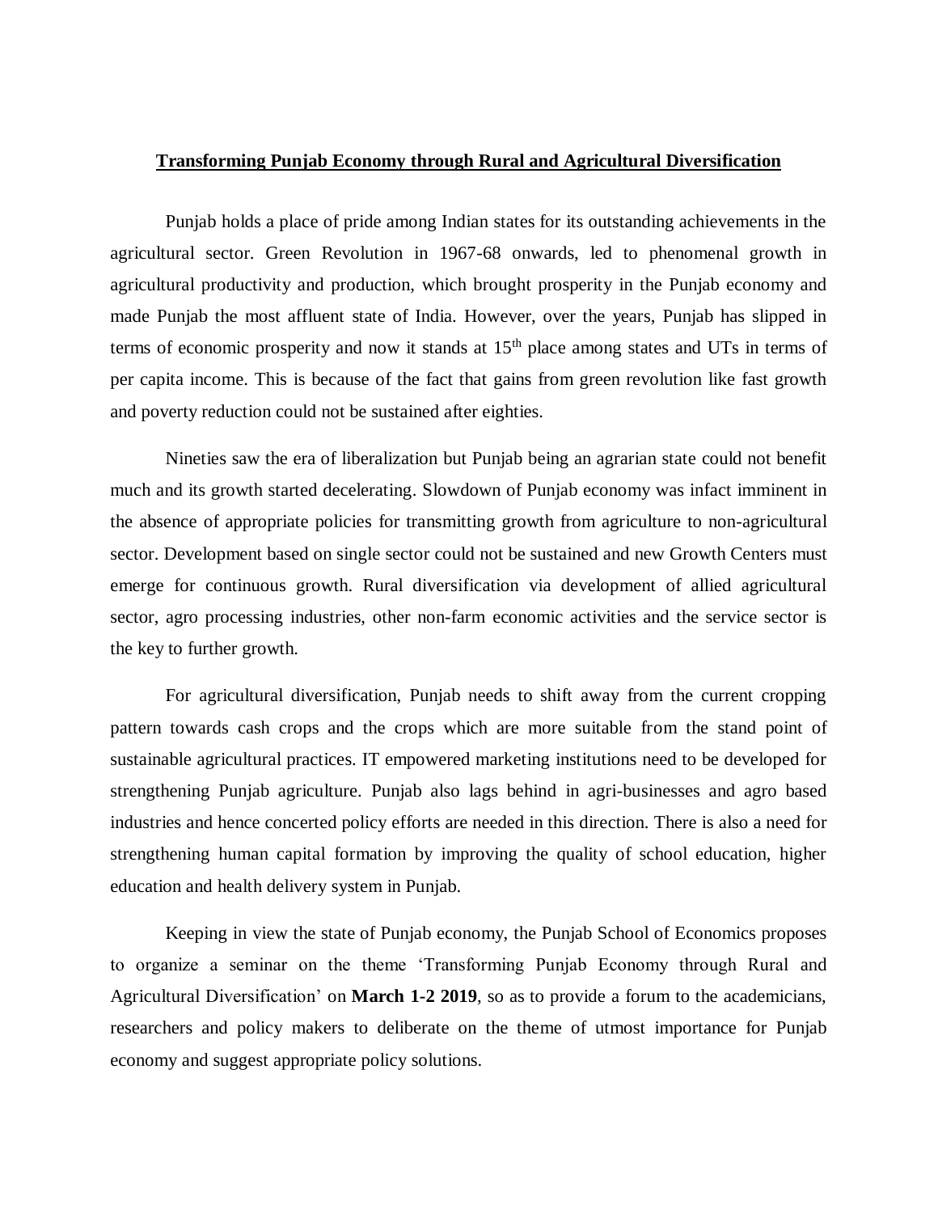# Transforming Punjab Economy through Rural and Agricultural Diversification

Punjab holds a place of pride among Indian states for its outstanding achievements in the agricultural sector. Green Revolution in 1967-68 onwards, led to phenomenal growth in agricultural productivity and production, which brought prosperity in the Punjab economy and made Punjab the most affluent state of India. However, over the years, Punjab has slipped in terms of economic prosperity and now it stands at 15th place among states and UTs in terms of per capita income. This is because of the fact that gains from green revolution like fast growth and poverty reduction could not be sustained after eighties.

Nineties saw the era of liberalization but Punjab being an agrarian state could not benefit much and its growth started decelerating. Slowdown of Punjab economy was infact imminent in the absence of appropriate policies for transmitting growth from agriculture to non-agricultural sector. Development based on single sector could not be sustained and new Growth Centers must emerge for continuous growth. Rural diversification via development of allied agricultural sector, agro processing industries, other non-farm economic activities and the service sector is the key to further growth.

For agricultural diversification, Punjab needs to shift away from the current cropping pattern towards cash crops and the crops which are more suitable from the stand point of sustainable agricultural practices. IT empowered marketing institutions need to be developed for strengthening Punjab agriculture. Punjab also lags behind in agri-businesses and agro based industries and hence concerted policy efforts are needed in this direction. There is also a need for strengthening human capital formation by improving the quality of school education, higher education and health delivery system in Punjab.

Keeping in view the state of Punjab economy, the Punjab School of Economics proposes to organize a seminar on the theme 'Transforming Punjab Economy through Rural and Agricultural Diversification' on **March 1-2 2019**, so as to provide a forum to the academicians, researchers and policy makers to deliberate on the theme of utmost importance for Punjab economy and suggest appropriate policy solutions.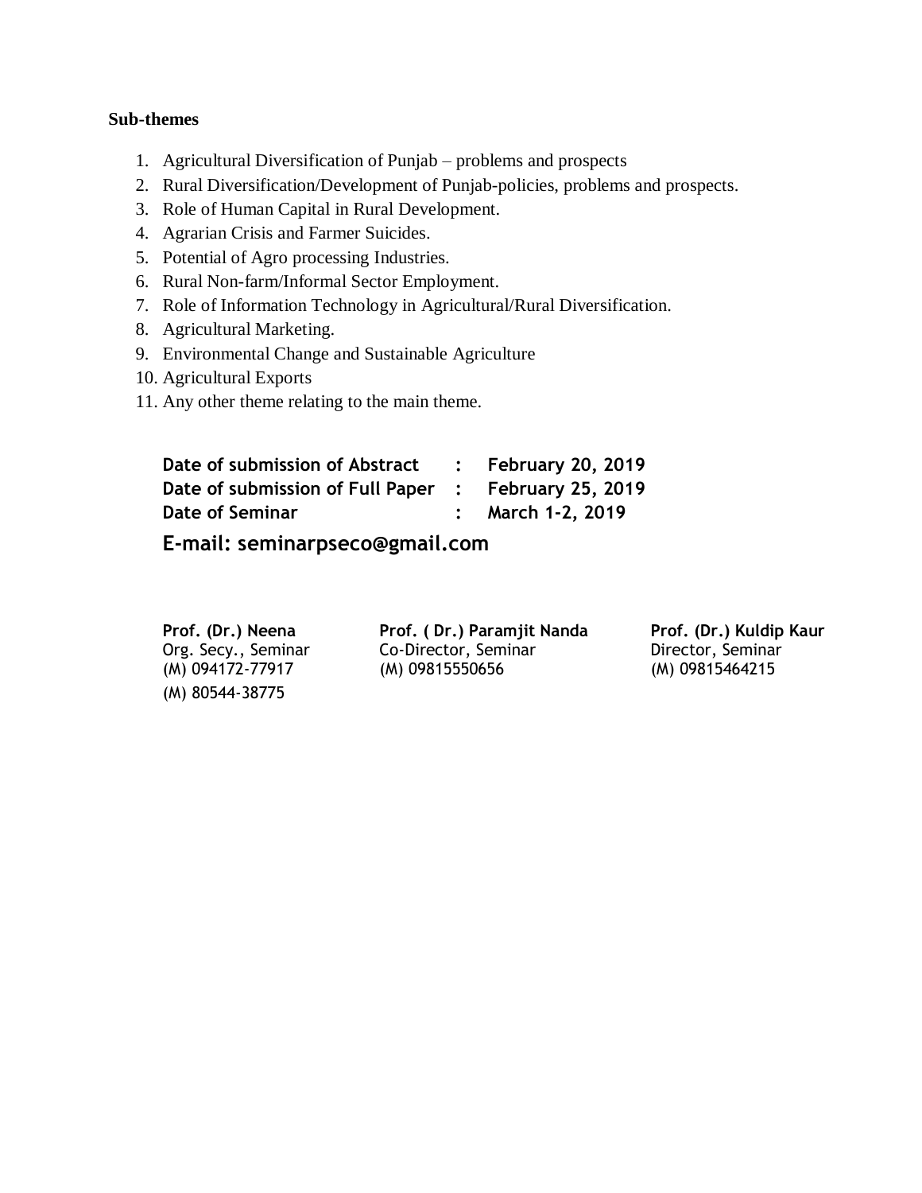**Sub-themes**

1. Agricultural Diversification of Punjab – problems and prospects
2. Rural Diversification/Development of Punjab-policies, problems and prospects.
3. Role of Human Capital in Rural Development.
4. Agrarian Crisis and Farmer Suicides.
5. Potential of Agro processing Industries.
6. Rural Non-farm/Informal Sector Employment.
7. Role of Information Technology in Agricultural/Rural Diversification.
8. Agricultural Marketing.
9. Environmental Change and Sustainable Agriculture
10. Agricultural Exports
11. Any other theme relating to the main theme.

**Date of submission of Abstract : February 20, 2019**
**Date of submission of Full Paper : February 25, 2019**
**Date of Seminar : March 1-2, 2019**

**E-mail: seminarpseco@gmail.com**

**Prof. (Dr.) Neena**
Org. Secy., Seminar
(M) 094172-77917
(M) 80544-38775

**Prof. ( Dr.) Paramjit Nanda**
Co-Director, Seminar
(M) 09815550656

**Prof. (Dr.) Kuldip Kaur**
Director, Seminar
(M) 09815464215